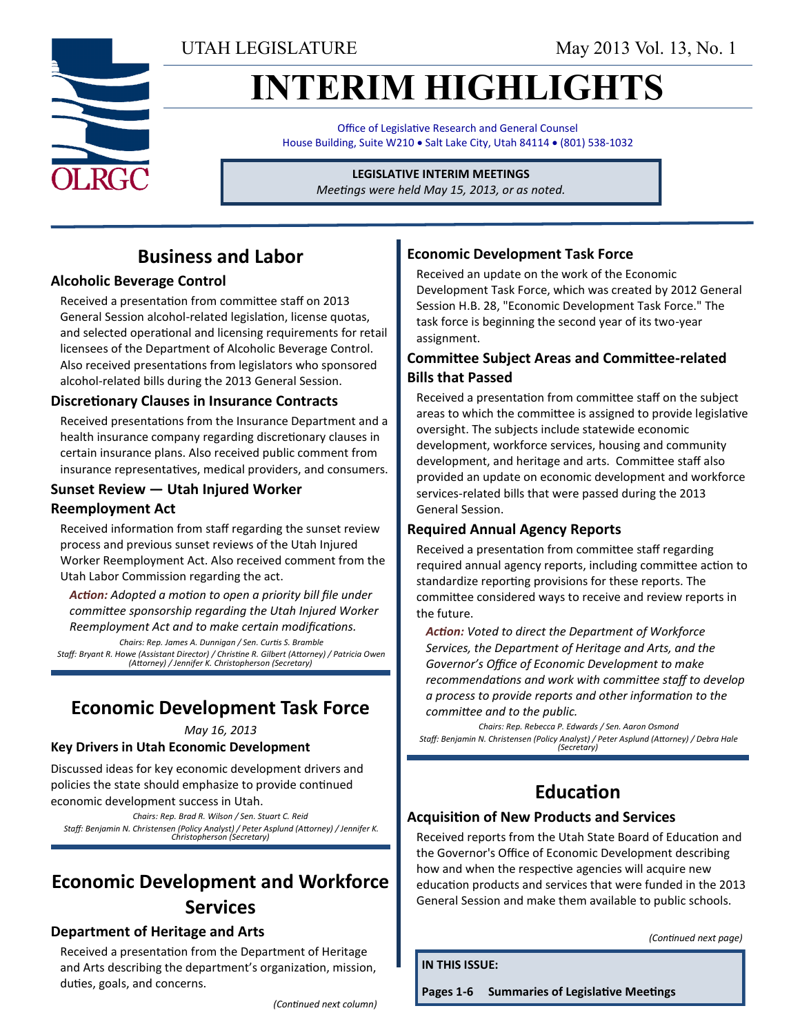UTAH LEGISLATURE

May 2013 Vol. 13, No. 1

# INTERIM HIGHLIGHTS

Office of Legislative Research and General Counsel
House Building, Suite W210 • Salt Lake City, Utah 84114 • (801) 538-1032

**LEGISLATIVE INTERIM MEETINGS**
*Meetings were held May 15, 2013, or as noted.*

## Business and Labor

### Alcoholic Beverage Control

Received a presentation from committee staff on 2013 General Session alcohol-related legislation, license quotas, and selected operational and licensing requirements for retail licensees of the Department of Alcoholic Beverage Control. Also received presentations from legislators who sponsored alcohol-related bills during the 2013 General Session.

### Discretionary Clauses in Insurance Contracts

Received presentations from the Insurance Department and a health insurance company regarding discretionary clauses in certain insurance plans. Also received public comment from insurance representatives, medical providers, and consumers.

### Sunset Review — Utah Injured Worker Reemployment Act

Received information from staff regarding the sunset review process and previous sunset reviews of the Utah Injured Worker Reemployment Act. Also received comment from the Utah Labor Commission regarding the act.

***Action:*** *Adopted a motion to open a priority bill file under committee sponsorship regarding the Utah Injured Worker Reemployment Act and to make certain modifications.*

*Chairs: Rep. James A. Dunnigan / Sen. Curtis S. Bramble*
*Staff: Bryant R. Howe (Assistant Director) / Christine R. Gilbert (Attorney) / Patricia Owen (Attorney) / Jennifer K. Christopherson (Secretary)*

## Economic Development Task Force

*May 16, 2013*

### Key Drivers in Utah Economic Development

Discussed ideas for key economic development drivers and policies the state should emphasize to provide continued economic development success in Utah.

*Chairs: Rep. Brad R. Wilson / Sen. Stuart C. Reid*
*Staff: Benjamin N. Christensen (Policy Analyst) / Peter Asplund (Attorney) / Jennifer K. Christopherson (Secretary)*

## Economic Development and Workforce Services

### Department of Heritage and Arts

Received a presentation from the Department of Heritage and Arts describing the department's organization, mission, duties, goals, and concerns.

### Economic Development Task Force

Received an update on the work of the Economic Development Task Force, which was created by 2012 General Session H.B. 28, "Economic Development Task Force." The task force is beginning the second year of its two-year assignment.

### Committee Subject Areas and Committee-related Bills that Passed

Received a presentation from committee staff on the subject areas to which the committee is assigned to provide legislative oversight. The subjects include statewide economic development, workforce services, housing and community development, and heritage and arts. Committee staff also provided an update on economic development and workforce services-related bills that were passed during the 2013 General Session.

### Required Annual Agency Reports

Received a presentation from committee staff regarding required annual agency reports, including committee action to standardize reporting provisions for these reports. The committee considered ways to receive and review reports in the future.

***Action:*** *Voted to direct the Department of Workforce Services, the Department of Heritage and Arts, and the Governor's Office of Economic Development to make recommendations and work with committee staff to develop a process to provide reports and other information to the committee and to the public.*

*Chairs: Rep. Rebecca P. Edwards / Sen. Aaron Osmond*
*Staff: Benjamin N. Christensen (Policy Analyst) / Peter Asplund (Attorney) / Debra Hale (Secretary)*

## Education

### Acquisition of New Products and Services

Received reports from the Utah State Board of Education and the Governor's Office of Economic Development describing how and when the respective agencies will acquire new education products and services that were funded in the 2013 General Session and make them available to public schools.

*(Continued next page)*

**IN THIS ISSUE:**

**Pages 1-6 Summaries of Legislative Meetings**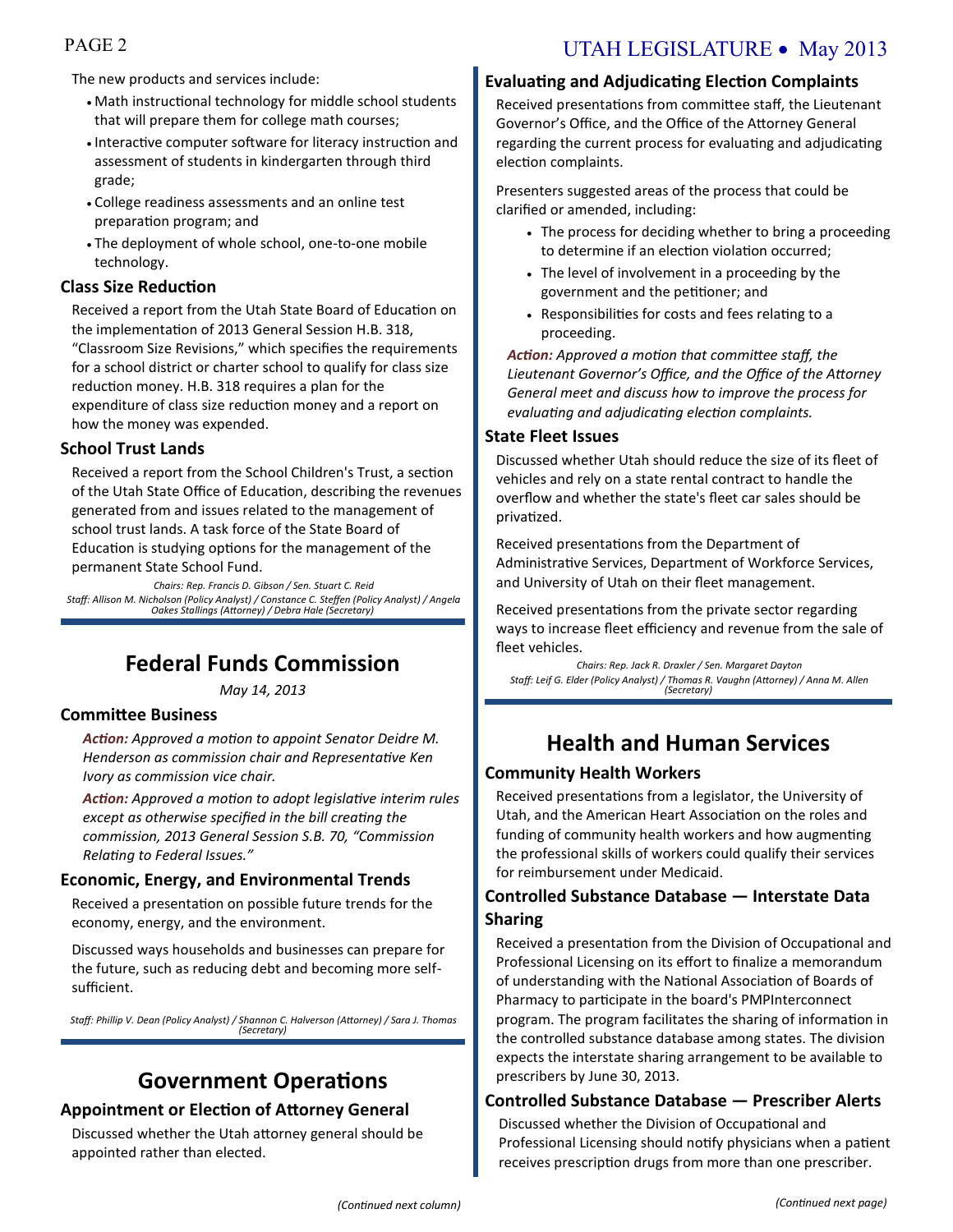The new products and services include:

- Math instructional technology for middle school students that will prepare them for college math courses;
- Interactive computer software for literacy instruction and assessment of students in kindergarten through third grade;
- College readiness assessments and an online test preparation program; and
- The deployment of whole school, one-to-one mobile technology.

### Class Size Reduction

Received a report from the Utah State Board of Education on the implementation of 2013 General Session H.B. 318, "Classroom Size Revisions," which specifies the requirements for a school district or charter school to qualify for class size reduction money. H.B. 318 requires a plan for the expenditure of class size reduction money and a report on how the money was expended.

### School Trust Lands

Received a report from the School Children's Trust, a section of the Utah State Office of Education, describing the revenues generated from and issues related to the management of school trust lands. A task force of the State Board of Education is studying options for the management of the permanent State School Fund.

*Chairs: Rep. Francis D. Gibson / Sen. Stuart C. Reid*
*Staff: Allison M. Nicholson (Policy Analyst) / Constance C. Steffen (Policy Analyst) / Angela Oakes Stallings (Attorney) / Debra Hale (Secretary)*

## Federal Funds Commission

*May 14, 2013*

### Committee Business

***Action:*** *Approved a motion to appoint Senator Deidre M. Henderson as commission chair and Representative Ken Ivory as commission vice chair.*

***Action:*** *Approved a motion to adopt legislative interim rules except as otherwise specified in the bill creating the commission, 2013 General Session S.B. 70, "Commission Relating to Federal Issues."*

### Economic, Energy, and Environmental Trends

Received a presentation on possible future trends for the economy, energy, and the environment.

Discussed ways households and businesses can prepare for the future, such as reducing debt and becoming more self-sufficient.

*Staff: Phillip V. Dean (Policy Analyst) / Shannon C. Halverson (Attorney) / Sara J. Thomas (Secretary)*

## Government Operations

### Appointment or Election of Attorney General

Discussed whether the Utah attorney general should be appointed rather than elected.

### Evaluating and Adjudicating Election Complaints

Received presentations from committee staff, the Lieutenant Governor's Office, and the Office of the Attorney General regarding the current process for evaluating and adjudicating election complaints.

Presenters suggested areas of the process that could be clarified or amended, including:

- The process for deciding whether to bring a proceeding to determine if an election violation occurred;
- The level of involvement in a proceeding by the government and the petitioner; and
- Responsibilities for costs and fees relating to a proceeding.

***Action:*** *Approved a motion that committee staff, the Lieutenant Governor's Office, and the Office of the Attorney General meet and discuss how to improve the process for evaluating and adjudicating election complaints.*

### State Fleet Issues

Discussed whether Utah should reduce the size of its fleet of vehicles and rely on a state rental contract to handle the overflow and whether the state's fleet car sales should be privatized.

Received presentations from the Department of Administrative Services, Department of Workforce Services, and University of Utah on their fleet management.

Received presentations from the private sector regarding ways to increase fleet efficiency and revenue from the sale of fleet vehicles.

*Chairs: Rep. Jack R. Draxler / Sen. Margaret Dayton*
*Staff: Leif G. Elder (Policy Analyst) / Thomas R. Vaughn (Attorney) / Anna M. Allen (Secretary)*

## Health and Human Services

### Community Health Workers

Received presentations from a legislator, the University of Utah, and the American Heart Association on the roles and funding of community health workers and how augmenting the professional skills of workers could qualify their services for reimbursement under Medicaid.

### Controlled Substance Database — Interstate Data Sharing

Received a presentation from the Division of Occupational and Professional Licensing on its effort to finalize a memorandum of understanding with the National Association of Boards of Pharmacy to participate in the board's PMPInterconnect program. The program facilitates the sharing of information in the controlled substance database among states. The division expects the interstate sharing arrangement to be available to prescribers by June 30, 2013.

### Controlled Substance Database — Prescriber Alerts

Discussed whether the Division of Occupational and Professional Licensing should notify physicians when a patient receives prescription drugs from more than one prescriber.

*(Continued next page)*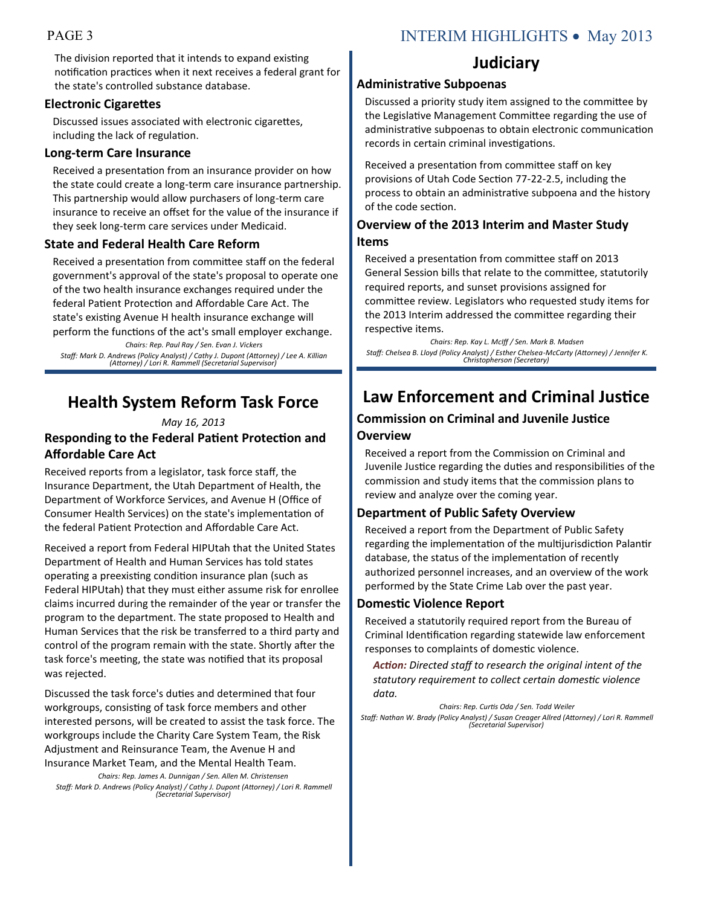The division reported that it intends to expand existing notification practices when it next receives a federal grant for the state's controlled substance database.

### Electronic Cigarettes

Discussed issues associated with electronic cigarettes, including the lack of regulation.

### Long-term Care Insurance

Received a presentation from an insurance provider on how the state could create a long-term care insurance partnership. This partnership would allow purchasers of long-term care insurance to receive an offset for the value of the insurance if they seek long-term care services under Medicaid.

### State and Federal Health Care Reform

Received a presentation from committee staff on the federal government's approval of the state's proposal to operate one of the two health insurance exchanges required under the federal Patient Protection and Affordable Care Act. The state's existing Avenue H health insurance exchange will perform the functions of the act's small employer exchange.

*Chairs: Rep. Paul Ray / Sen. Evan J. Vickers*

*Staff: Mark D. Andrews (Policy Analyst) / Cathy J. Dupont (Attorney) / Lee A. Killian (Attorney) / Lori R. Rammell (Secretarial Supervisor)*

## Health System Reform Task Force

*May 16, 2013*

### Responding to the Federal Patient Protection and Affordable Care Act

Received reports from a legislator, task force staff, the Insurance Department, the Utah Department of Health, the Department of Workforce Services, and Avenue H (Office of Consumer Health Services) on the state's implementation of the federal Patient Protection and Affordable Care Act.

Received a report from Federal HIPUtah that the United States Department of Health and Human Services has told states operating a preexisting condition insurance plan (such as Federal HIPUtah) that they must either assume risk for enrollee claims incurred during the remainder of the year or transfer the program to the department. The state proposed to Health and Human Services that the risk be transferred to a third party and control of the program remain with the state. Shortly after the task force's meeting, the state was notified that its proposal was rejected.

Discussed the task force's duties and determined that four workgroups, consisting of task force members and other interested persons, will be created to assist the task force. The workgroups include the Charity Care System Team, the Risk Adjustment and Reinsurance Team, the Avenue H and Insurance Market Team, and the Mental Health Team.

*Chairs: Rep. James A. Dunnigan / Sen. Allen M. Christensen*

*Staff: Mark D. Andrews (Policy Analyst) / Cathy J. Dupont (Attorney) / Lori R. Rammell (Secretarial Supervisor)*

## Judiciary

### Administrative Subpoenas

Discussed a priority study item assigned to the committee by the Legislative Management Committee regarding the use of administrative subpoenas to obtain electronic communication records in certain criminal investigations.

Received a presentation from committee staff on key provisions of Utah Code Section 77-22-2.5, including the process to obtain an administrative subpoena and the history of the code section.

### Overview of the 2013 Interim and Master Study Items

Received a presentation from committee staff on 2013 General Session bills that relate to the committee, statutorily required reports, and sunset provisions assigned for committee review. Legislators who requested study items for the 2013 Interim addressed the committee regarding their respective items.

*Chairs: Rep. Kay L. McIff / Sen. Mark B. Madsen*

*Staff: Chelsea B. Lloyd (Policy Analyst) / Esther Chelsea-McCarty (Attorney) / Jennifer K. Christopherson (Secretary)*

## Law Enforcement and Criminal Justice

### Commission on Criminal and Juvenile Justice Overview

Received a report from the Commission on Criminal and Juvenile Justice regarding the duties and responsibilities of the commission and study items that the commission plans to review and analyze over the coming year.

### Department of Public Safety Overview

Received a report from the Department of Public Safety regarding the implementation of the multijurisdiction Palantir database, the status of the implementation of recently authorized personnel increases, and an overview of the work performed by the State Crime Lab over the past year.

### Domestic Violence Report

Received a statutorily required report from the Bureau of Criminal Identification regarding statewide law enforcement responses to complaints of domestic violence.

***Action:*** *Directed staff to research the original intent of the statutory requirement to collect certain domestic violence data.*

*Chairs: Rep. Curtis Oda / Sen. Todd Weiler*

*Staff: Nathan W. Brady (Policy Analyst) / Susan Creager Allred (Attorney) / Lori R. Rammell (Secretarial Supervisor)*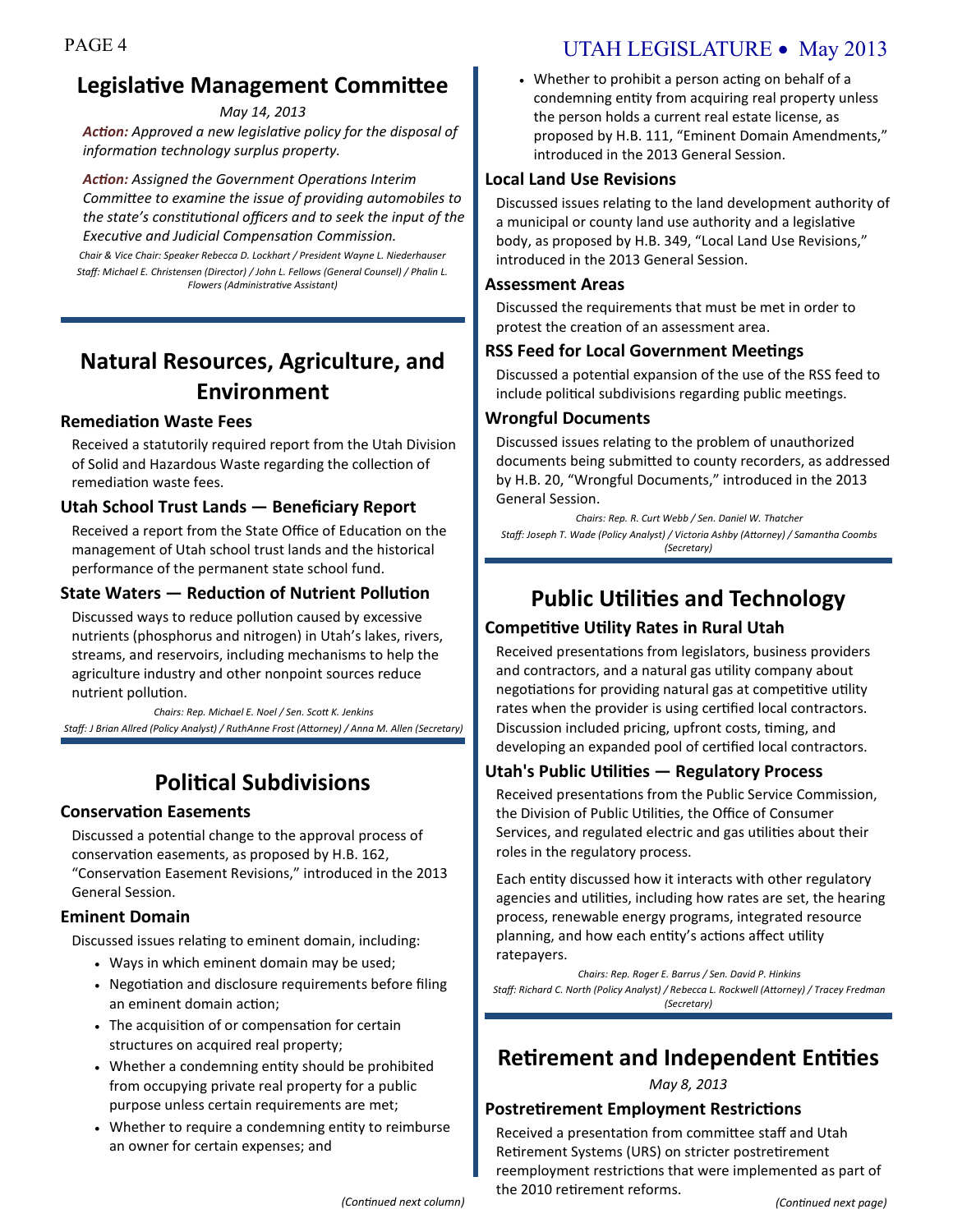## Legislative Management Committee

*May 14, 2013*

***Action:*** *Approved a new legislative policy for the disposal of information technology surplus property.*

***Action:*** *Assigned the Government Operations Interim Committee to examine the issue of providing automobiles to the state's constitutional officers and to seek the input of the Executive and Judicial Compensation Commission.*

*Chair & Vice Chair: Speaker Rebecca D. Lockhart / President Wayne L. Niederhauser*
*Staff: Michael E. Christensen (Director) / John L. Fellows (General Counsel) / Phalin L. Flowers (Administrative Assistant)*

## Natural Resources, Agriculture, and Environment

### Remediation Waste Fees

Received a statutorily required report from the Utah Division of Solid and Hazardous Waste regarding the collection of remediation waste fees.

### Utah School Trust Lands — Beneficiary Report

Received a report from the State Office of Education on the management of Utah school trust lands and the historical performance of the permanent state school fund.

### State Waters — Reduction of Nutrient Pollution

Discussed ways to reduce pollution caused by excessive nutrients (phosphorus and nitrogen) in Utah's lakes, rivers, streams, and reservoirs, including mechanisms to help the agriculture industry and other nonpoint sources reduce nutrient pollution.

*Chairs: Rep. Michael E. Noel / Sen. Scott K. Jenkins*
*Staff: J Brian Allred (Policy Analyst) / RuthAnne Frost (Attorney) / Anna M. Allen (Secretary)*

## Political Subdivisions

### Conservation Easements

Discussed a potential change to the approval process of conservation easements, as proposed by H.B. 162, "Conservation Easement Revisions," introduced in the 2013 General Session.

### Eminent Domain

Discussed issues relating to eminent domain, including:

- Ways in which eminent domain may be used;
- Negotiation and disclosure requirements before filing an eminent domain action;
- The acquisition of or compensation for certain structures on acquired real property;
- Whether a condemning entity should be prohibited from occupying private real property for a public purpose unless certain requirements are met;
- Whether to require a condemning entity to reimburse an owner for certain expenses; and
- Whether to prohibit a person acting on behalf of a condemning entity from acquiring real property unless the person holds a current real estate license, as proposed by H.B. 111, "Eminent Domain Amendments," introduced in the 2013 General Session.

### Local Land Use Revisions

Discussed issues relating to the land development authority of a municipal or county land use authority and a legislative body, as proposed by H.B. 349, "Local Land Use Revisions," introduced in the 2013 General Session.

### Assessment Areas

Discussed the requirements that must be met in order to protest the creation of an assessment area.

### RSS Feed for Local Government Meetings

Discussed a potential expansion of the use of the RSS feed to include political subdivisions regarding public meetings.

### Wrongful Documents

Discussed issues relating to the problem of unauthorized documents being submitted to county recorders, as addressed by H.B. 20, "Wrongful Documents," introduced in the 2013 General Session.

*Chairs: Rep. R. Curt Webb / Sen. Daniel W. Thatcher*
*Staff: Joseph T. Wade (Policy Analyst) / Victoria Ashby (Attorney) / Samantha Coombs (Secretary)*

## Public Utilities and Technology

### Competitive Utility Rates in Rural Utah

Received presentations from legislators, business providers and contractors, and a natural gas utility company about negotiations for providing natural gas at competitive utility rates when the provider is using certified local contractors. Discussion included pricing, upfront costs, timing, and developing an expanded pool of certified local contractors.

### Utah's Public Utilities — Regulatory Process

Received presentations from the Public Service Commission, the Division of Public Utilities, the Office of Consumer Services, and regulated electric and gas utilities about their roles in the regulatory process.

Each entity discussed how it interacts with other regulatory agencies and utilities, including how rates are set, the hearing process, renewable energy programs, integrated resource planning, and how each entity's actions affect utility ratepayers.

*Chairs: Rep. Roger E. Barrus / Sen. David P. Hinkins*
*Staff: Richard C. North (Policy Analyst) / Rebecca L. Rockwell (Attorney) / Tracey Fredman (Secretary)*

## Retirement and Independent Entities

*May 8, 2013*

### Postretirement Employment Restrictions

Received a presentation from committee staff and Utah Retirement Systems (URS) on stricter postretirement reemployment restrictions that were implemented as part of the 2010 retirement reforms.

*(Continued next page)*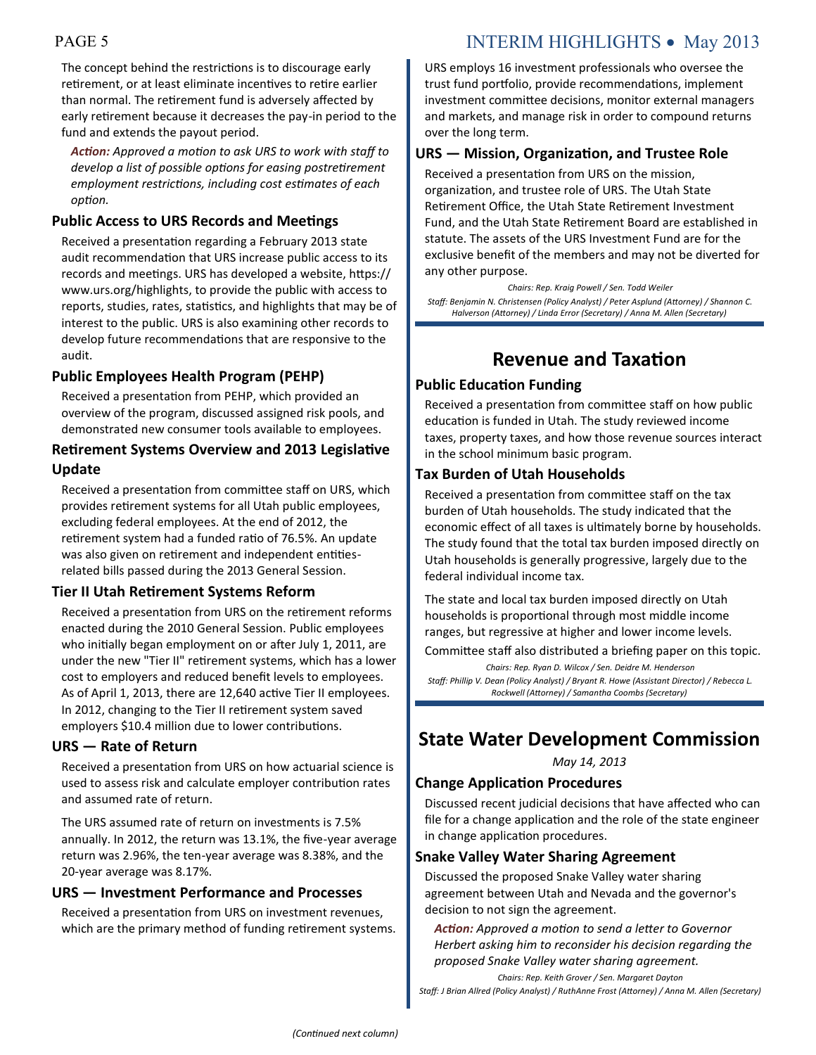The concept behind the restrictions is to discourage early retirement, or at least eliminate incentives to retire earlier than normal. The retirement fund is adversely affected by early retirement because it decreases the pay-in period to the fund and extends the payout period.

***Action:*** *Approved a motion to ask URS to work with staff to develop a list of possible options for easing postretirement employment restrictions, including cost estimates of each option.*

### Public Access to URS Records and Meetings

Received a presentation regarding a February 2013 state audit recommendation that URS increase public access to its records and meetings. URS has developed a website, https://www.urs.org/highlights, to provide the public with access to reports, studies, rates, statistics, and highlights that may be of interest to the public. URS is also examining other records to develop future recommendations that are responsive to the audit.

### Public Employees Health Program (PEHP)

Received a presentation from PEHP, which provided an overview of the program, discussed assigned risk pools, and demonstrated new consumer tools available to employees.

### Retirement Systems Overview and 2013 Legislative Update

Received a presentation from committee staff on URS, which provides retirement systems for all Utah public employees, excluding federal employees. At the end of 2012, the retirement system had a funded ratio of 76.5%. An update was also given on retirement and independent entities-related bills passed during the 2013 General Session.

### Tier II Utah Retirement Systems Reform

Received a presentation from URS on the retirement reforms enacted during the 2010 General Session. Public employees who initially began employment on or after July 1, 2011, are under the new "Tier II" retirement systems, which has a lower cost to employers and reduced benefit levels to employees. As of April 1, 2013, there are 12,640 active Tier II employees. In 2012, changing to the Tier II retirement system saved employers $10.4 million due to lower contributions.

### URS — Rate of Return

Received a presentation from URS on how actuarial science is used to assess risk and calculate employer contribution rates and assumed rate of return.

The URS assumed rate of return on investments is 7.5% annually. In 2012, the return was 13.1%, the five-year average return was 2.96%, the ten-year average was 8.38%, and the 20-year average was 8.17%.

### URS — Investment Performance and Processes

Received a presentation from URS on investment revenues, which are the primary method of funding retirement systems. URS employs 16 investment professionals who oversee the trust fund portfolio, provide recommendations, implement investment committee decisions, monitor external managers and markets, and manage risk in order to compound returns over the long term.

### URS — Mission, Organization, and Trustee Role

Received a presentation from URS on the mission, organization, and trustee role of URS. The Utah State Retirement Office, the Utah State Retirement Investment Fund, and the Utah State Retirement Board are established in statute. The assets of the URS Investment Fund are for the exclusive benefit of the members and may not be diverted for any other purpose.

*Chairs: Rep. Kraig Powell / Sen. Todd Weiler*
*Staff: Benjamin N. Christensen (Policy Analyst) / Peter Asplund (Attorney) / Shannon C. Halverson (Attorney) / Linda Error (Secretary) / Anna M. Allen (Secretary)*

## Revenue and Taxation

### Public Education Funding

Received a presentation from committee staff on how public education is funded in Utah. The study reviewed income taxes, property taxes, and how those revenue sources interact in the school minimum basic program.

### Tax Burden of Utah Households

Received a presentation from committee staff on the tax burden of Utah households. The study indicated that the economic effect of all taxes is ultimately borne by households. The study found that the total tax burden imposed directly on Utah households is generally progressive, largely due to the federal individual income tax.

The state and local tax burden imposed directly on Utah households is proportional through most middle income ranges, but regressive at higher and lower income levels.

Committee staff also distributed a briefing paper on this topic.

*Chairs: Rep. Ryan D. Wilcox / Sen. Deidre M. Henderson*
*Staff: Phillip V. Dean (Policy Analyst) / Bryant R. Howe (Assistant Director) / Rebecca L. Rockwell (Attorney) / Samantha Coombs (Secretary)*

## State Water Development Commission

*May 14, 2013*

### Change Application Procedures

Discussed recent judicial decisions that have affected who can file for a change application and the role of the state engineer in change application procedures.

### Snake Valley Water Sharing Agreement

Discussed the proposed Snake Valley water sharing agreement between Utah and Nevada and the governor's decision to not sign the agreement.

***Action:*** *Approved a motion to send a letter to Governor Herbert asking him to reconsider his decision regarding the proposed Snake Valley water sharing agreement.*

*Chairs: Rep. Keith Grover / Sen. Margaret Dayton*
*Staff: J Brian Allred (Policy Analyst) / RuthAnne Frost (Attorney) / Anna M. Allen (Secretary)*

*(Continued next column)*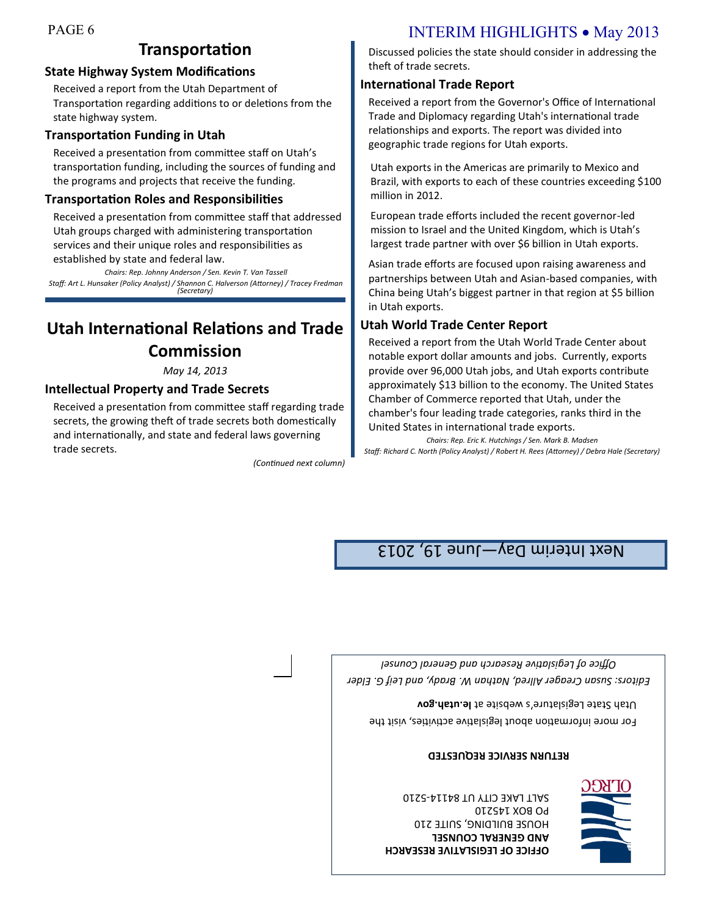## Transportation

### State Highway System Modifications

Received a report from the Utah Department of Transportation regarding additions to or deletions from the state highway system.

### Transportation Funding in Utah

Received a presentation from committee staff on Utah's transportation funding, including the sources of funding and the programs and projects that receive the funding.

### Transportation Roles and Responsibilities

Received a presentation from committee staff that addressed Utah groups charged with administering transportation services and their unique roles and responsibilities as established by state and federal law.

*Chairs: Rep. Johnny Anderson / Sen. Kevin T. Van Tassell*
*Staff: Art L. Hunsaker (Policy Analyst) / Shannon C. Halverson (Attorney) / Tracey Fredman (Secretary)*

## Utah International Relations and Trade Commission

*May 14, 2013*

### Intellectual Property and Trade Secrets

Received a presentation from committee staff regarding trade secrets, the growing theft of trade secrets both domestically and internationally, and state and federal laws governing trade secrets.

Discussed policies the state should consider in addressing the theft of trade secrets.

### International Trade Report

Received a report from the Governor's Office of International Trade and Diplomacy regarding Utah's international trade relationships and exports. The report was divided into geographic trade regions for Utah exports.

Utah exports in the Americas are primarily to Mexico and Brazil, with exports to each of these countries exceeding $100 million in 2012.

European trade efforts included the recent governor-led mission to Israel and the United Kingdom, which is Utah's largest trade partner with over $6 billion in Utah exports.

Asian trade efforts are focused upon raising awareness and partnerships between Utah and Asian-based companies, with China being Utah's biggest partner in that region at $5 billion in Utah exports.

### Utah World Trade Center Report

Received a report from the Utah World Trade Center about notable export dollar amounts and jobs. Currently, exports provide over 96,000 Utah jobs, and Utah exports contribute approximately $13 billion to the economy. The United States Chamber of Commerce reported that Utah, under the chamber's four leading trade categories, ranks third in the United States in international trade exports.

*Chairs: Rep. Eric K. Hutchings / Sen. Mark B. Madsen*
*Staff: Richard C. North (Policy Analyst) / Robert H. Rees (Attorney) / Debra Hale (Secretary)*

Next Interim Day—June 19, 2013

*Office of Legislative Research and General Counsel*
*Editors: Susan Creager Allred, Nathan W. Brady, and Leif G. Elder*

Utah State Legislature's website at **le.utah.gov**
For more information about legislative activities, visit the

**RETURN SERVICE REQUESTED**

OLRGC

**OFFICE OF LEGISLATIVE RESEARCH AND GENERAL COUNSEL**
HOUSE BUILDING, SUITE 210
PO BOX 145210
SALT LAKE CITY UT 84114-5210